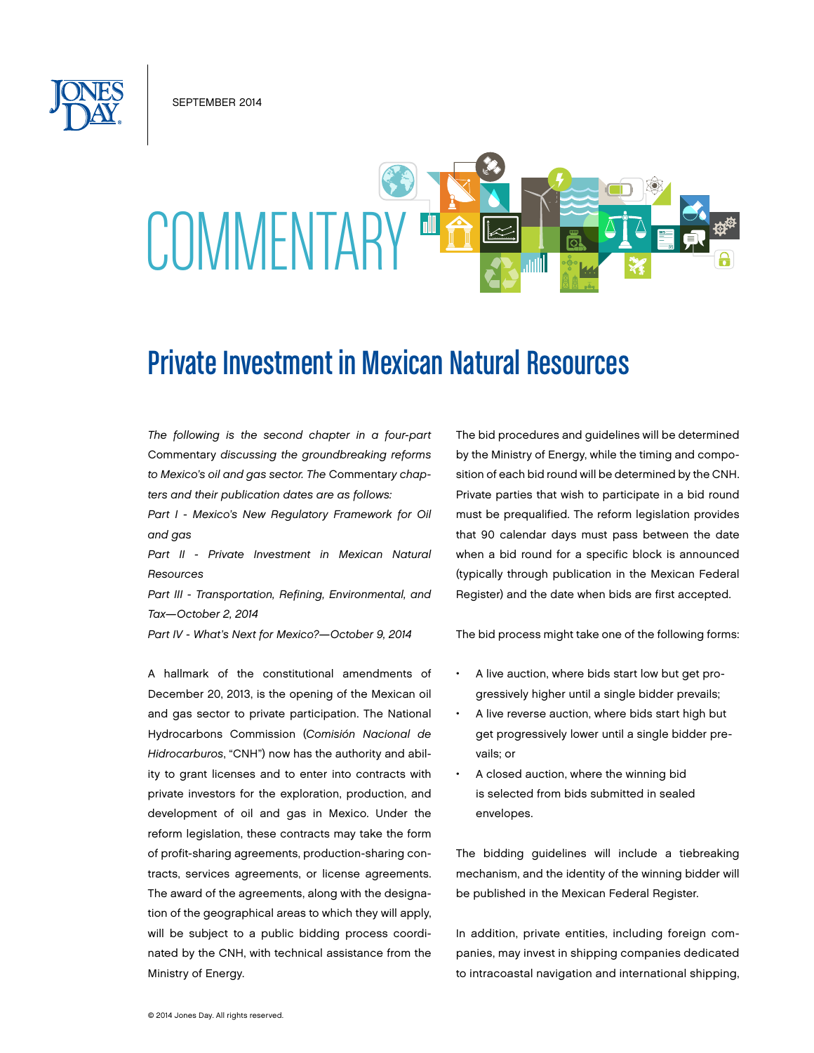SEPTEMBER 2014

COMMENTARY

# Private Investment in Mexican Natural Resources

*The following is the second chapter in a four-part* Commentary *discussing the groundbreaking reforms to Mexico's oil and gas sector. The* Commentary *chapters and their publication dates are as follows:*

*Part I - Mexico's New Regulatory Framework for Oil and gas*

*Part II - Private Investment in Mexican Natural Resources*

*Part III - Transportation, Refining, Environmental, and Tax—October 2, 2014*

*Part IV - What's Next for Mexico?—October 9, 2014*

A hallmark of the constitutional amendments of December 20, 2013, is the opening of the Mexican oil and gas sector to private participation. The National Hydrocarbons Commission (*Comisión Nacional de Hidrocarburos*, "CNH") now has the authority and ability to grant licenses and to enter into contracts with private investors for the exploration, production, and development of oil and gas in Mexico. Under the reform legislation, these contracts may take the form of profit-sharing agreements, production-sharing contracts, services agreements, or license agreements. The award of the agreements, along with the designation of the geographical areas to which they will apply, will be subject to a public bidding process coordinated by the CNH, with technical assistance from the Ministry of Energy.

The bid procedures and guidelines will be determined by the Ministry of Energy, while the timing and composition of each bid round will be determined by the CNH. Private parties that wish to participate in a bid round must be prequalified. The reform legislation provides that 90 calendar days must pass between the date when a bid round for a specific block is announced (typically through publication in the Mexican Federal Register) and the date when bids are first accepted.

The bid process might take one of the following forms:

- A live auction, where bids start low but get progressively higher until a single bidder prevails;
- A live reverse auction, where bids start high but get progressively lower until a single bidder prevails; or
- A closed auction, where the winning bid is selected from bids submitted in sealed envelopes.

The bidding guidelines will include a tiebreaking mechanism, and the identity of the winning bidder will be published in the Mexican Federal Register.

In addition, private entities, including foreign companies, may invest in shipping companies dedicated to intracoastal navigation and international shipping,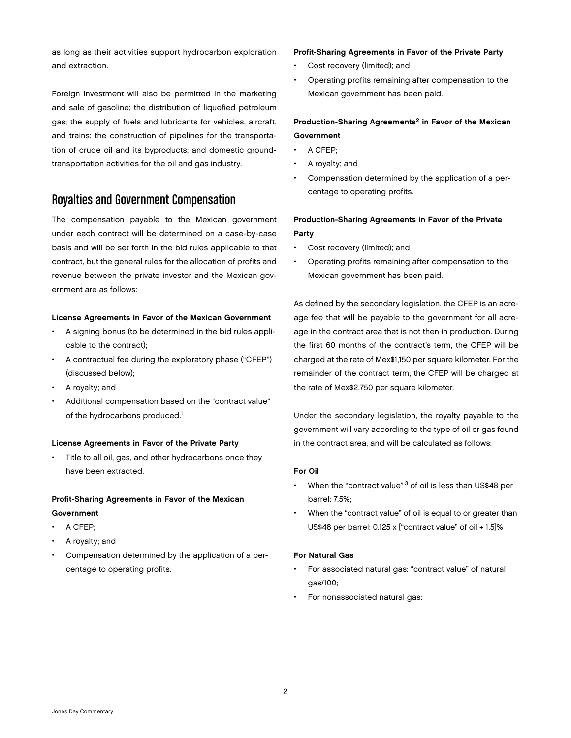as long as their activities support hydrocarbon exploration and extraction.

Foreign investment will also be permitted in the marketing and sale of gasoline; the distribution of liquefied petroleum gas; the supply of fuels and lubricants for vehicles, aircraft, and trains; the construction of pipelines for the transportation of crude oil and its byproducts; and domestic ground-transportation activities for the oil and gas industry.

## Royalties and Government Compensation

The compensation payable to the Mexican government under each contract will be determined on a case-by-case basis and will be set forth in the bid rules applicable to that contract, but the general rules for the allocation of profits and revenue between the private investor and the Mexican government are as follows:

**License Agreements in Favor of the Mexican Government**

- A signing bonus (to be determined in the bid rules applicable to the contract);
- A contractual fee during the exploratory phase ("CFEP") (discussed below);
- A royalty; and
- Additional compensation based on the "contract value" of the hydrocarbons produced.[1]

**License Agreements in Favor of the Private Party**

- Title to all oil, gas, and other hydrocarbons once they have been extracted.

**Profit-Sharing Agreements in Favor of the Mexican Government**

- A CFEP;
- A royalty; and
- Compensation determined by the application of a percentage to operating profits.

**Profit-Sharing Agreements in Favor of the Private Party**

- Cost recovery (limited); and
- Operating profits remaining after compensation to the Mexican government has been paid.

**Production-Sharing Agreements[2] in Favor of the Mexican Government**

- A CFEP;
- A royalty; and
- Compensation determined by the application of a percentage to operating profits.

**Production-Sharing Agreements in Favor of the Private Party**

- Cost recovery (limited); and
- Operating profits remaining after compensation to the Mexican government has been paid.

As defined by the secondary legislation, the CFEP is an acreage fee that will be payable to the government for all acreage in the contract area that is not then in production. During the first 60 months of the contract's term, the CFEP will be charged at the rate of Mex$1,150 per square kilometer. For the remainder of the contract term, the CFEP will be charged at the rate of Mex$2,750 per square kilometer.

Under the secondary legislation, the royalty payable to the government will vary according to the type of oil or gas found in the contract area, and will be calculated as follows:

**For Oil**

- When the "contract value"[3] of oil is less than US$48 per barrel: 7.5%;
- When the "contract value" of oil is equal to or greater than US$48 per barrel: 0.125 x ["contract value" of oil + 1.5]%

**For Natural Gas**

- For associated natural gas: "contract value" of natural gas/100;
- For nonassociated natural gas: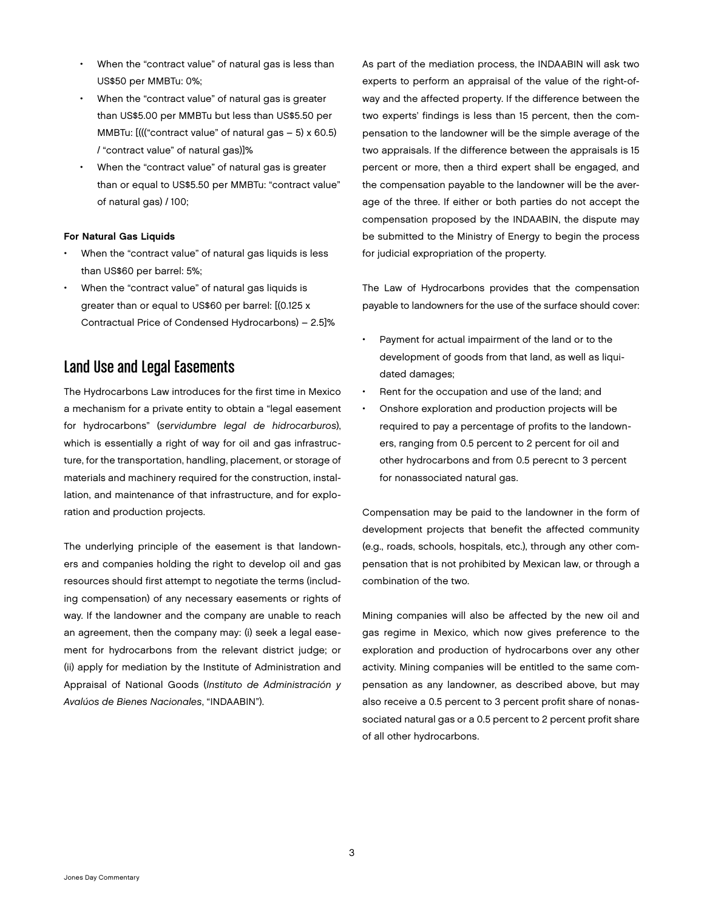- When the "contract value" of natural gas is less than US$50 per MMBTu: 0%;
- When the "contract value" of natural gas is greater than US$5.00 per MMBTu but less than US$5.50 per MMBTu: [((("contract value" of natural gas – 5) x 60.5) / "contract value" of natural gas)]%
- When the "contract value" of natural gas is greater than or equal to US$5.50 per MMBTu: "contract value" of natural gas) / 100;

**For Natural Gas Liquids**

- When the "contract value" of natural gas liquids is less than US$60 per barrel: 5%;
- When the "contract value" of natural gas liquids is greater than or equal to US$60 per barrel: [(0.125 x Contractual Price of Condensed Hydrocarbons) – 2.5]%

## Land Use and Legal Easements

The Hydrocarbons Law introduces for the first time in Mexico a mechanism for a private entity to obtain a "legal easement for hydrocarbons" (*servidumbre legal de hidrocarburos*), which is essentially a right of way for oil and gas infrastructure, for the transportation, handling, placement, or storage of materials and machinery required for the construction, installation, and maintenance of that infrastructure, and for exploration and production projects.

The underlying principle of the easement is that landowners and companies holding the right to develop oil and gas resources should first attempt to negotiate the terms (including compensation) of any necessary easements or rights of way. If the landowner and the company are unable to reach an agreement, then the company may: (i) seek a legal easement for hydrocarbons from the relevant district judge; or (ii) apply for mediation by the Institute of Administration and Appraisal of National Goods (*Instituto de Administración y Avalúos de Bienes Nacionales*, "INDAABIN").

As part of the mediation process, the INDAABIN will ask two experts to perform an appraisal of the value of the right-of-way and the affected property. If the difference between the two experts' findings is less than 15 percent, then the compensation to the landowner will be the simple average of the two appraisals. If the difference between the appraisals is 15 percent or more, then a third expert shall be engaged, and the compensation payable to the landowner will be the average of the three. If either or both parties do not accept the compensation proposed by the INDAABIN, the dispute may be submitted to the Ministry of Energy to begin the process for judicial expropriation of the property.

The Law of Hydrocarbons provides that the compensation payable to landowners for the use of the surface should cover:

- Payment for actual impairment of the land or to the development of goods from that land, as well as liquidated damages;
- Rent for the occupation and use of the land; and
- Onshore exploration and production projects will be required to pay a percentage of profits to the landowners, ranging from 0.5 percent to 2 percent for oil and other hydrocarbons and from 0.5 perecnt to 3 percent for nonassociated natural gas.

Compensation may be paid to the landowner in the form of development projects that benefit the affected community (e.g., roads, schools, hospitals, etc.), through any other compensation that is not prohibited by Mexican law, or through a combination of the two.

Mining companies will also be affected by the new oil and gas regime in Mexico, which now gives preference to the exploration and production of hydrocarbons over any other activity. Mining companies will be entitled to the same compensation as any landowner, as described above, but may also receive a 0.5 percent to 3 percent profit share of nonassociated natural gas or a 0.5 percent to 2 percent profit share of all other hydrocarbons.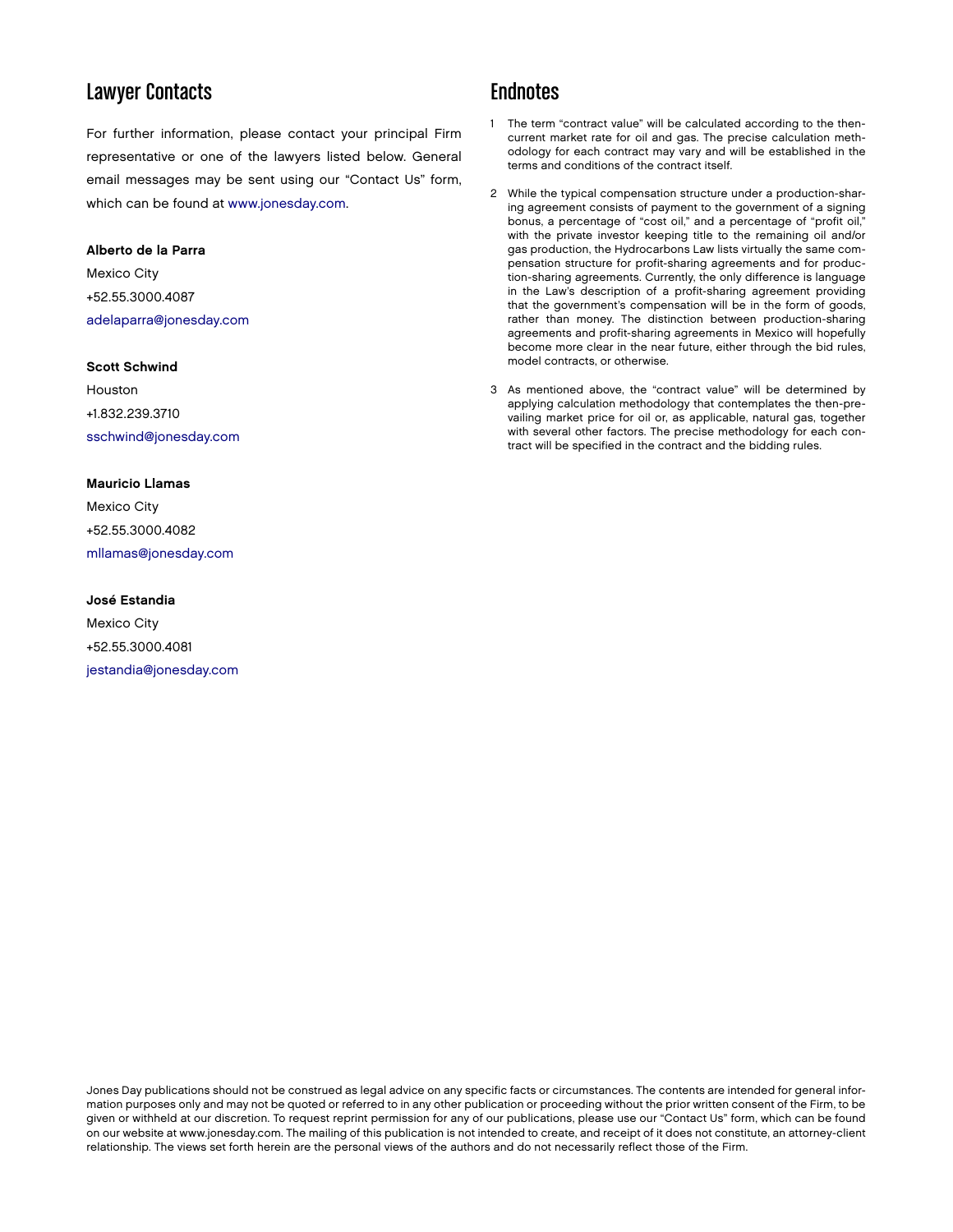## Lawyer Contacts

For further information, please contact your principal Firm representative or one of the lawyers listed below. General email messages may be sent using our "Contact Us" form, which can be found at www.jonesday.com.

**Alberto de la Parra**
Mexico City
+52.55.3000.4087
adelaparra@jonesday.com

**Scott Schwind**
Houston
+1.832.239.3710
sschwind@jonesday.com

**Mauricio Llamas**
Mexico City
+52.55.3000.4082
mllamas@jonesday.com

**José Estandia**
Mexico City
+52.55.3000.4081
jestandia@jonesday.com

## Endnotes

1 The term "contract value" will be calculated according to the then-current market rate for oil and gas. The precise calculation methodology for each contract may vary and will be established in the terms and conditions of the contract itself.

2 While the typical compensation structure under a production-sharing agreement consists of payment to the government of a signing bonus, a percentage of "cost oil," and a percentage of "profit oil," with the private investor keeping title to the remaining oil and/or gas production, the Hydrocarbons Law lists virtually the same compensation structure for profit-sharing agreements and for production-sharing agreements. Currently, the only difference is language in the Law's description of a profit-sharing agreement providing that the government's compensation will be in the form of goods, rather than money. The distinction between production-sharing agreements and profit-sharing agreements in Mexico will hopefully become more clear in the near future, either through the bid rules, model contracts, or otherwise.

3 As mentioned above, the "contract value" will be determined by applying calculation methodology that contemplates the then-prevailing market price for oil or, as applicable, natural gas, together with several other factors. The precise methodology for each contract will be specified in the contract and the bidding rules.

Jones Day publications should not be construed as legal advice on any specific facts or circumstances. The contents are intended for general information purposes only and may not be quoted or referred to in any other publication or proceeding without the prior written consent of the Firm, to be given or withheld at our discretion. To request reprint permission for any of our publications, please use our "Contact Us" form, which can be found on our website at www.jonesday.com. The mailing of this publication is not intended to create, and receipt of it does not constitute, an attorney-client relationship. The views set forth herein are the personal views of the authors and do not necessarily reflect those of the Firm.